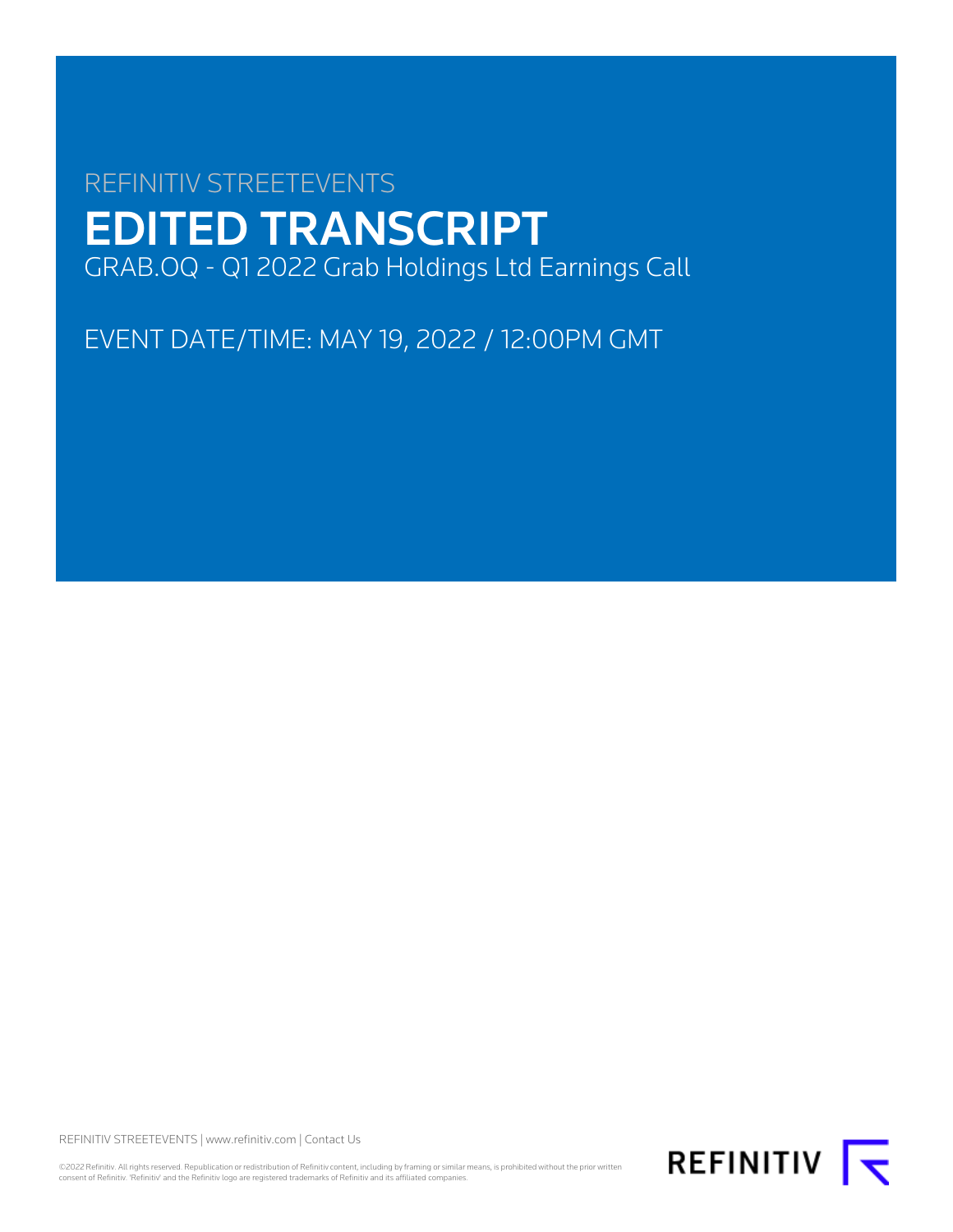REFINITIV STREETEVENTS

# EDITED TRANSCRIPT

GRAB.OQ - Q1 2022 Grab Holdings Ltd Earnings Call

EVENT DATE/TIME: MAY 19, 2022 / 12:00PM GMT

REFINITIV STREETEVENTS | www.refinitiv.com | Contact Us

©2022 Refinitiv. All rights reserved. Republication or redistribution of Refinitiv content, including by framing or similar means, is prohibited without the prior written consent of Refinitiv. 'Refinitiv' and the Refinitiv logo are registered trademarks of Refinitiv and its affiliated companies.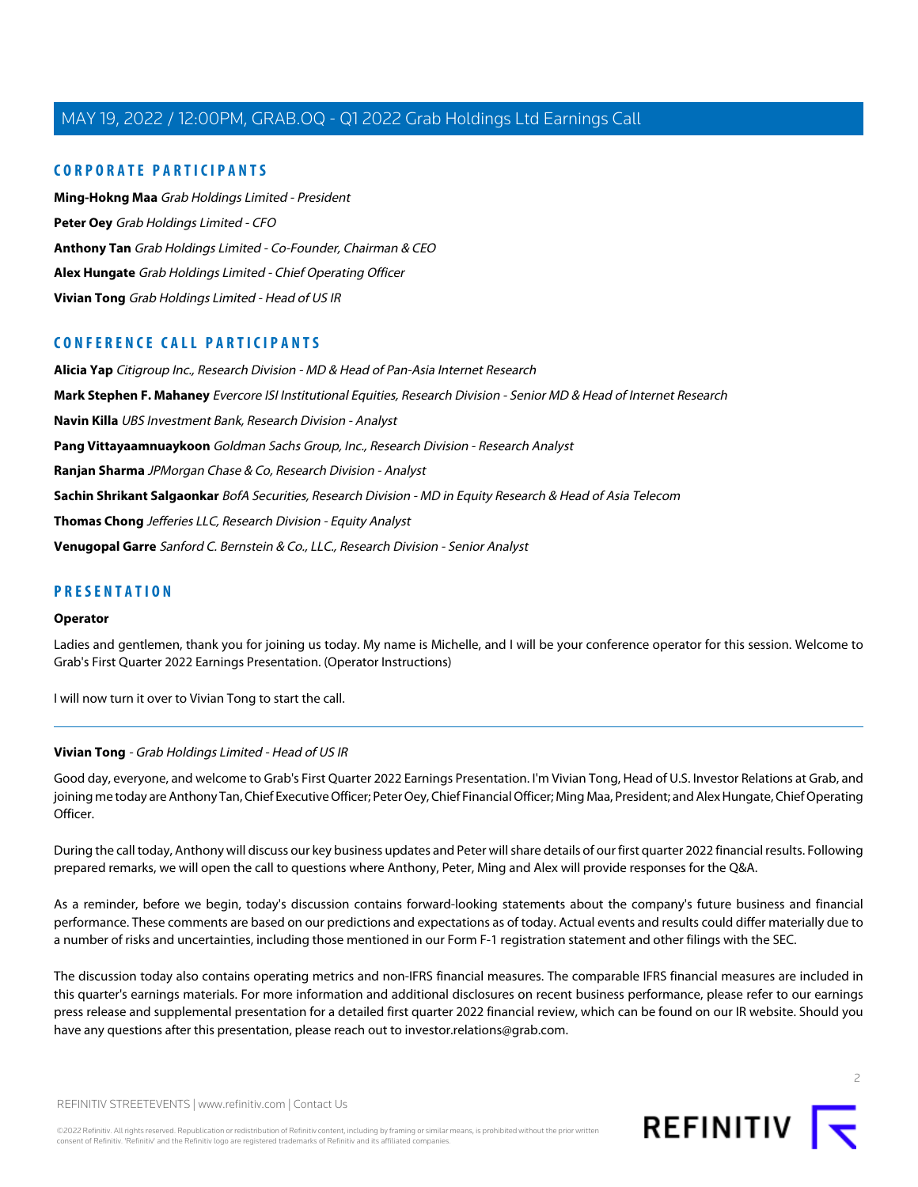## CORPORATE PARTICIPANTS

**Ming-Hokng Maa** *Grab Holdings Limited - President*

**Peter Oey** *Grab Holdings Limited - CFO*

**Anthony Tan** *Grab Holdings Limited - Co-Founder, Chairman & CEO*

**Alex Hungate** *Grab Holdings Limited - Chief Operating Officer*

**Vivian Tong** *Grab Holdings Limited - Head of US IR*

## CONFERENCE CALL PARTICIPANTS

**Alicia Yap** *Citigroup Inc., Research Division - MD & Head of Pan-Asia Internet Research*

**Mark Stephen F. Mahaney** *Evercore ISI Institutional Equities, Research Division - Senior MD & Head of Internet Research*

**Navin Killa** *UBS Investment Bank, Research Division - Analyst*

**Pang Vittayaamnuaykoon** *Goldman Sachs Group, Inc., Research Division - Research Analyst*

**Ranjan Sharma** *JPMorgan Chase & Co, Research Division - Analyst*

**Sachin Shrikant Salgaonkar** *BofA Securities, Research Division - MD in Equity Research & Head of Asia Telecom*

**Thomas Chong** *Jefferies LLC, Research Division - Equity Analyst*

**Venugopal Garre** *Sanford C. Bernstein & Co., LLC., Research Division - Senior Analyst*

## PRESENTATION

### Operator

Ladies and gentlemen, thank you for joining us today. My name is Michelle, and I will be your conference operator for this session. Welcome to Grab's First Quarter 2022 Earnings Presentation. (Operator Instructions)

I will now turn it over to Vivian Tong to start the call.

---

### Vivian Tong - *Grab Holdings Limited - Head of US IR*

Good day, everyone, and welcome to Grab's First Quarter 2022 Earnings Presentation. I'm Vivian Tong, Head of U.S. Investor Relations at Grab, and joining me today are Anthony Tan, Chief Executive Officer; Peter Oey, Chief Financial Officer; Ming Maa, President; and Alex Hungate, Chief Operating Officer.

During the call today, Anthony will discuss our key business updates and Peter will share details of our first quarter 2022 financial results. Following prepared remarks, we will open the call to questions where Anthony, Peter, Ming and Alex will provide responses for the Q&A.

As a reminder, before we begin, today's discussion contains forward-looking statements about the company's future business and financial performance. These comments are based on our predictions and expectations as of today. Actual events and results could differ materially due to a number of risks and uncertainties, including those mentioned in our Form F-1 registration statement and other filings with the SEC.

The discussion today also contains operating metrics and non-IFRS financial measures. The comparable IFRS financial measures are included in this quarter's earnings materials. For more information and additional disclosures on recent business performance, please refer to our earnings press release and supplemental presentation for a detailed first quarter 2022 financial review, which can be found on our IR website. Should you have any questions after this presentation, please reach out to investor.relations@grab.com.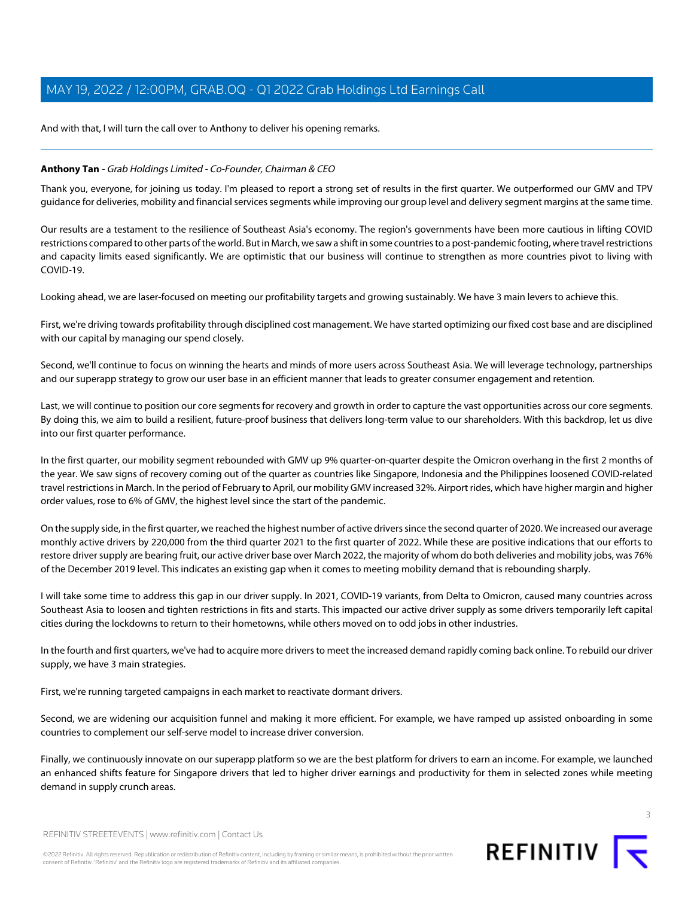And with that, I will turn the call over to Anthony to deliver his opening remarks.

---

**Anthony Tan** - *Grab Holdings Limited - Co-Founder, Chairman & CEO*

Thank you, everyone, for joining us today. I'm pleased to report a strong set of results in the first quarter. We outperformed our GMV and TPV guidance for deliveries, mobility and financial services segments while improving our group level and delivery segment margins at the same time.

Our results are a testament to the resilience of Southeast Asia's economy. The region's governments have been more cautious in lifting COVID restrictions compared to other parts of the world. But in March, we saw a shift in some countries to a post-pandemic footing, where travel restrictions and capacity limits eased significantly. We are optimistic that our business will continue to strengthen as more countries pivot to living with COVID-19.

Looking ahead, we are laser-focused on meeting our profitability targets and growing sustainably. We have 3 main levers to achieve this.

First, we're driving towards profitability through disciplined cost management. We have started optimizing our fixed cost base and are disciplined with our capital by managing our spend closely.

Second, we'll continue to focus on winning the hearts and minds of more users across Southeast Asia. We will leverage technology, partnerships and our superapp strategy to grow our user base in an efficient manner that leads to greater consumer engagement and retention.

Last, we will continue to position our core segments for recovery and growth in order to capture the vast opportunities across our core segments. By doing this, we aim to build a resilient, future-proof business that delivers long-term value to our shareholders. With this backdrop, let us dive into our first quarter performance.

In the first quarter, our mobility segment rebounded with GMV up 9% quarter-on-quarter despite the Omicron overhang in the first 2 months of the year. We saw signs of recovery coming out of the quarter as countries like Singapore, Indonesia and the Philippines loosened COVID-related travel restrictions in March. In the period of February to April, our mobility GMV increased 32%. Airport rides, which have higher margin and higher order values, rose to 6% of GMV, the highest level since the start of the pandemic.

On the supply side, in the first quarter, we reached the highest number of active drivers since the second quarter of 2020. We increased our average monthly active drivers by 220,000 from the third quarter 2021 to the first quarter of 2022. While these are positive indications that our efforts to restore driver supply are bearing fruit, our active driver base over March 2022, the majority of whom do both deliveries and mobility jobs, was 76% of the December 2019 level. This indicates an existing gap when it comes to meeting mobility demand that is rebounding sharply.

I will take some time to address this gap in our driver supply. In 2021, COVID-19 variants, from Delta to Omicron, caused many countries across Southeast Asia to loosen and tighten restrictions in fits and starts. This impacted our active driver supply as some drivers temporarily left capital cities during the lockdowns to return to their hometowns, while others moved on to odd jobs in other industries.

In the fourth and first quarters, we've had to acquire more drivers to meet the increased demand rapidly coming back online. To rebuild our driver supply, we have 3 main strategies.

First, we're running targeted campaigns in each market to reactivate dormant drivers.

Second, we are widening our acquisition funnel and making it more efficient. For example, we have ramped up assisted onboarding in some countries to complement our self-serve model to increase driver conversion.

Finally, we continuously innovate on our superapp platform so we are the best platform for drivers to earn an income. For example, we launched an enhanced shifts feature for Singapore drivers that led to higher driver earnings and productivity for them in selected zones while meeting demand in supply crunch areas.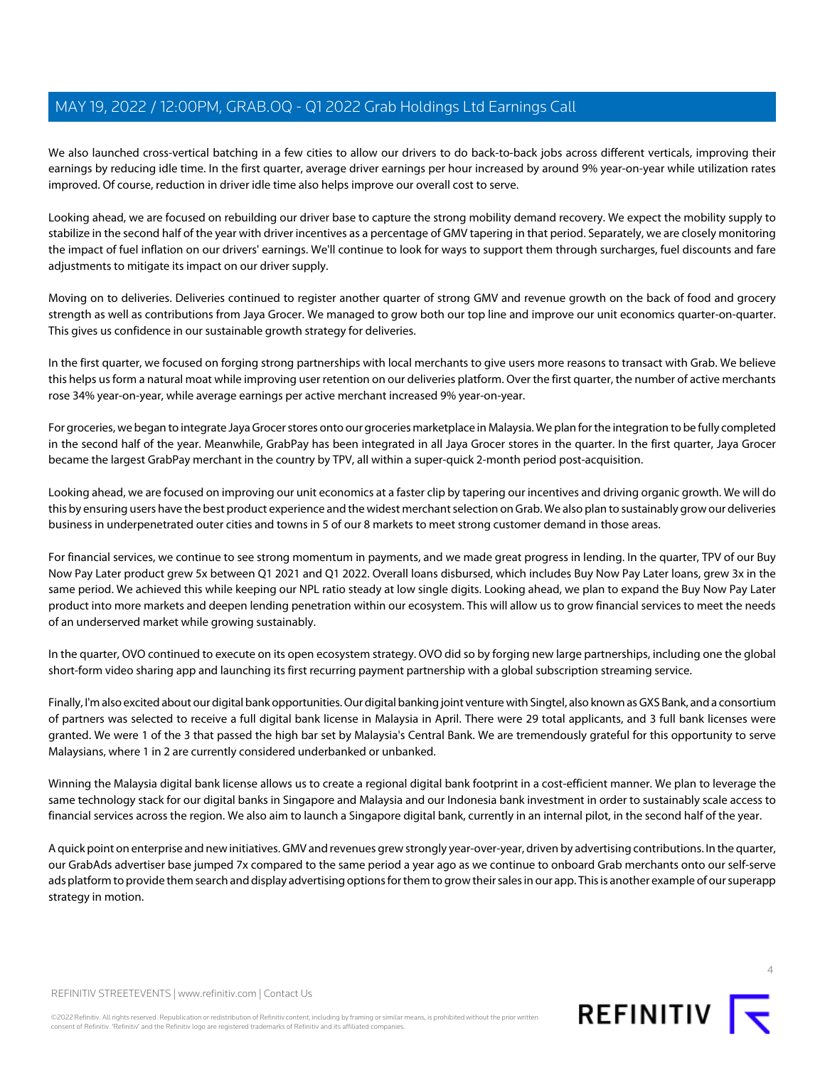We also launched cross-vertical batching in a few cities to allow our drivers to do back-to-back jobs across different verticals, improving their earnings by reducing idle time. In the first quarter, average driver earnings per hour increased by around 9% year-on-year while utilization rates improved. Of course, reduction in driver idle time also helps improve our overall cost to serve.

Looking ahead, we are focused on rebuilding our driver base to capture the strong mobility demand recovery. We expect the mobility supply to stabilize in the second half of the year with driver incentives as a percentage of GMV tapering in that period. Separately, we are closely monitoring the impact of fuel inflation on our drivers' earnings. We'll continue to look for ways to support them through surcharges, fuel discounts and fare adjustments to mitigate its impact on our driver supply.

Moving on to deliveries. Deliveries continued to register another quarter of strong GMV and revenue growth on the back of food and grocery strength as well as contributions from Jaya Grocer. We managed to grow both our top line and improve our unit economics quarter-on-quarter. This gives us confidence in our sustainable growth strategy for deliveries.

In the first quarter, we focused on forging strong partnerships with local merchants to give users more reasons to transact with Grab. We believe this helps us form a natural moat while improving user retention on our deliveries platform. Over the first quarter, the number of active merchants rose 34% year-on-year, while average earnings per active merchant increased 9% year-on-year.

For groceries, we began to integrate Jaya Grocer stores onto our groceries marketplace in Malaysia. We plan for the integration to be fully completed in the second half of the year. Meanwhile, GrabPay has been integrated in all Jaya Grocer stores in the quarter. In the first quarter, Jaya Grocer became the largest GrabPay merchant in the country by TPV, all within a super-quick 2-month period post-acquisition.

Looking ahead, we are focused on improving our unit economics at a faster clip by tapering our incentives and driving organic growth. We will do this by ensuring users have the best product experience and the widest merchant selection on Grab. We also plan to sustainably grow our deliveries business in underpenetrated outer cities and towns in 5 of our 8 markets to meet strong customer demand in those areas.

For financial services, we continue to see strong momentum in payments, and we made great progress in lending. In the quarter, TPV of our Buy Now Pay Later product grew 5x between Q1 2021 and Q1 2022. Overall loans disbursed, which includes Buy Now Pay Later loans, grew 3x in the same period. We achieved this while keeping our NPL ratio steady at low single digits. Looking ahead, we plan to expand the Buy Now Pay Later product into more markets and deepen lending penetration within our ecosystem. This will allow us to grow financial services to meet the needs of an underserved market while growing sustainably.

In the quarter, OVO continued to execute on its open ecosystem strategy. OVO did so by forging new large partnerships, including one the global short-form video sharing app and launching its first recurring payment partnership with a global subscription streaming service.

Finally, I'm also excited about our digital bank opportunities. Our digital banking joint venture with Singtel, also known as GXS Bank, and a consortium of partners was selected to receive a full digital bank license in Malaysia in April. There were 29 total applicants, and 3 full bank licenses were granted. We were 1 of the 3 that passed the high bar set by Malaysia's Central Bank. We are tremendously grateful for this opportunity to serve Malaysians, where 1 in 2 are currently considered underbanked or unbanked.

Winning the Malaysia digital bank license allows us to create a regional digital bank footprint in a cost-efficient manner. We plan to leverage the same technology stack for our digital banks in Singapore and Malaysia and our Indonesia bank investment in order to sustainably scale access to financial services across the region. We also aim to launch a Singapore digital bank, currently in an internal pilot, in the second half of the year.

A quick point on enterprise and new initiatives. GMV and revenues grew strongly year-over-year, driven by advertising contributions. In the quarter, our GrabAds advertiser base jumped 7x compared to the same period a year ago as we continue to onboard Grab merchants onto our self-serve ads platform to provide them search and display advertising options for them to grow their sales in our app. This is another example of our superapp strategy in motion.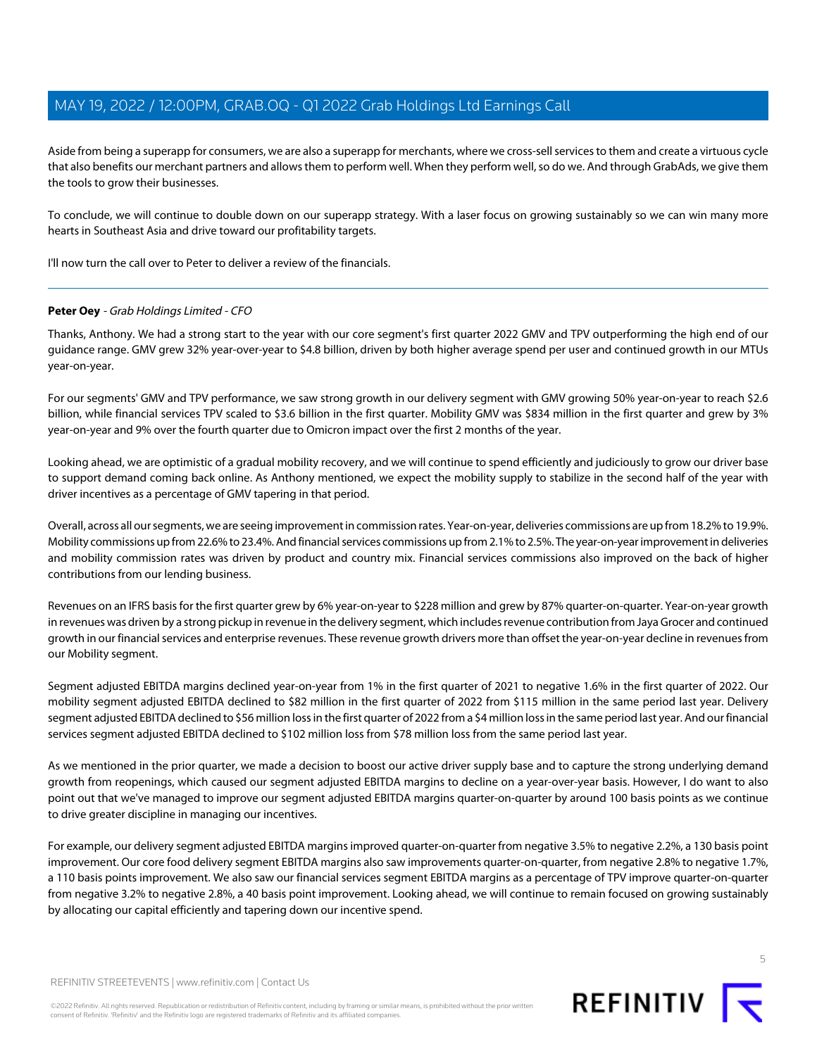Aside from being a superapp for consumers, we are also a superapp for merchants, where we cross-sell services to them and create a virtuous cycle that also benefits our merchant partners and allows them to perform well. When they perform well, so do we. And through GrabAds, we give them the tools to grow their businesses.

To conclude, we will continue to double down on our superapp strategy. With a laser focus on growing sustainably so we can win many more hearts in Southeast Asia and drive toward our profitability targets.

I'll now turn the call over to Peter to deliver a review of the financials.

---

**Peter Oey** - *Grab Holdings Limited - CFO*

Thanks, Anthony. We had a strong start to the year with our core segment's first quarter 2022 GMV and TPV outperforming the high end of our guidance range. GMV grew 32% year-over-year to $4.8 billion, driven by both higher average spend per user and continued growth in our MTUs year-on-year.

For our segments' GMV and TPV performance, we saw strong growth in our delivery segment with GMV growing 50% year-on-year to reach $2.6 billion, while financial services TPV scaled to $3.6 billion in the first quarter. Mobility GMV was $834 million in the first quarter and grew by 3% year-on-year and 9% over the fourth quarter due to Omicron impact over the first 2 months of the year.

Looking ahead, we are optimistic of a gradual mobility recovery, and we will continue to spend efficiently and judiciously to grow our driver base to support demand coming back online. As Anthony mentioned, we expect the mobility supply to stabilize in the second half of the year with driver incentives as a percentage of GMV tapering in that period.

Overall, across all our segments, we are seeing improvement in commission rates. Year-on-year, deliveries commissions are up from 18.2% to 19.9%. Mobility commissions up from 22.6% to 23.4%. And financial services commissions up from 2.1% to 2.5%. The year-on-year improvement in deliveries and mobility commission rates was driven by product and country mix. Financial services commissions also improved on the back of higher contributions from our lending business.

Revenues on an IFRS basis for the first quarter grew by 6% year-on-year to $228 million and grew by 87% quarter-on-quarter. Year-on-year growth in revenues was driven by a strong pickup in revenue in the delivery segment, which includes revenue contribution from Jaya Grocer and continued growth in our financial services and enterprise revenues. These revenue growth drivers more than offset the year-on-year decline in revenues from our Mobility segment.

Segment adjusted EBITDA margins declined year-on-year from 1% in the first quarter of 2021 to negative 1.6% in the first quarter of 2022. Our mobility segment adjusted EBITDA declined to $82 million in the first quarter of 2022 from $115 million in the same period last year. Delivery segment adjusted EBITDA declined to $56 million loss in the first quarter of 2022 from a $4 million loss in the same period last year. And our financial services segment adjusted EBITDA declined to $102 million loss from $78 million loss from the same period last year.

As we mentioned in the prior quarter, we made a decision to boost our active driver supply base and to capture the strong underlying demand growth from reopenings, which caused our segment adjusted EBITDA margins to decline on a year-over-year basis. However, I do want to also point out that we've managed to improve our segment adjusted EBITDA margins quarter-on-quarter by around 100 basis points as we continue to drive greater discipline in managing our incentives.

For example, our delivery segment adjusted EBITDA margins improved quarter-on-quarter from negative 3.5% to negative 2.2%, a 130 basis point improvement. Our core food delivery segment EBITDA margins also saw improvements quarter-on-quarter, from negative 2.8% to negative 1.7%, a 110 basis points improvement. We also saw our financial services segment EBITDA margins as a percentage of TPV improve quarter-on-quarter from negative 3.2% to negative 2.8%, a 40 basis point improvement. Looking ahead, we will continue to remain focused on growing sustainably by allocating our capital efficiently and tapering down our incentive spend.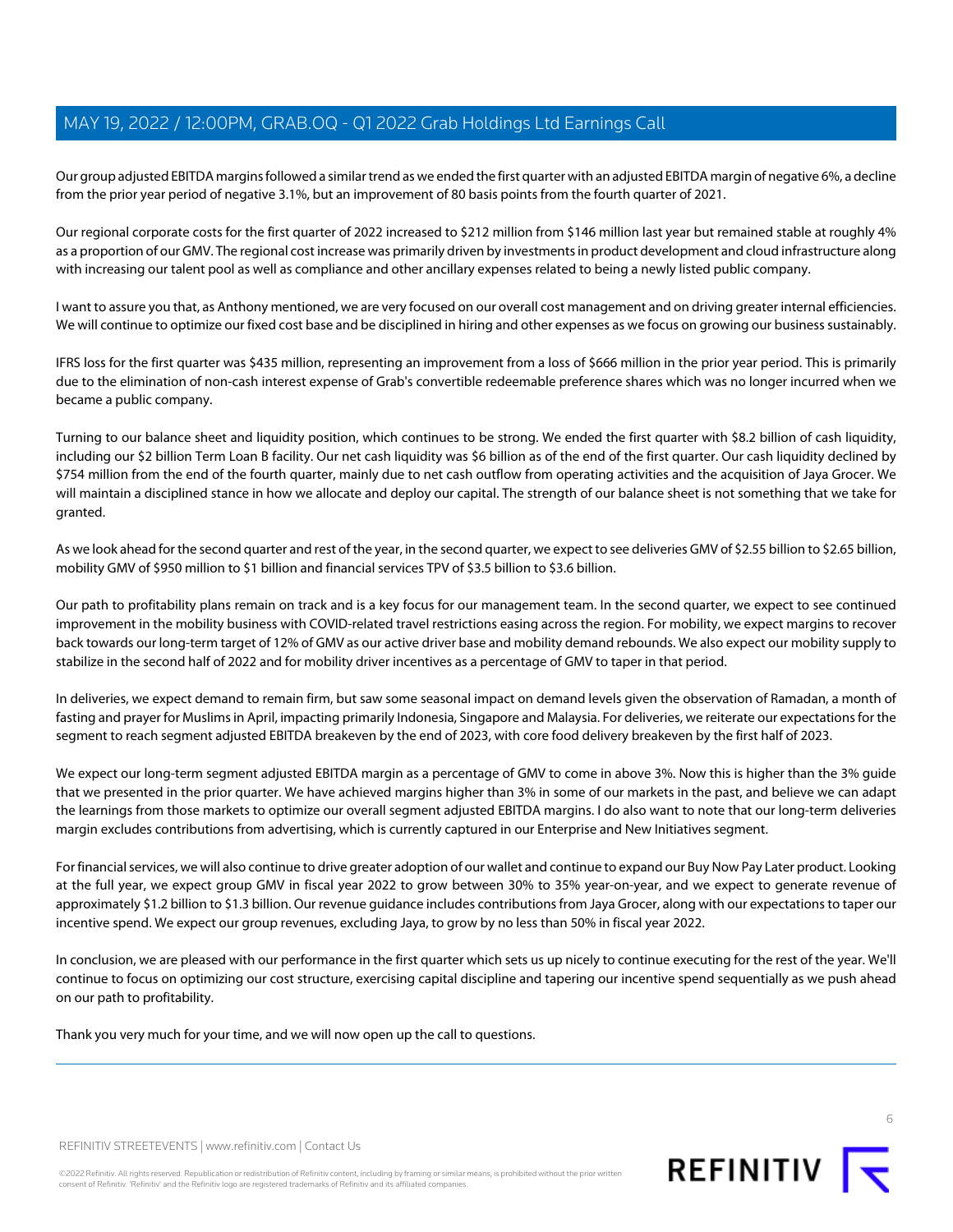Our group adjusted EBITDA margins followed a similar trend as we ended the first quarter with an adjusted EBITDA margin of negative 6%, a decline from the prior year period of negative 3.1%, but an improvement of 80 basis points from the fourth quarter of 2021.

Our regional corporate costs for the first quarter of 2022 increased to $212 million from $146 million last year but remained stable at roughly 4% as a proportion of our GMV. The regional cost increase was primarily driven by investments in product development and cloud infrastructure along with increasing our talent pool as well as compliance and other ancillary expenses related to being a newly listed public company.

I want to assure you that, as Anthony mentioned, we are very focused on our overall cost management and on driving greater internal efficiencies. We will continue to optimize our fixed cost base and be disciplined in hiring and other expenses as we focus on growing our business sustainably.

IFRS loss for the first quarter was $435 million, representing an improvement from a loss of $666 million in the prior year period. This is primarily due to the elimination of non-cash interest expense of Grab's convertible redeemable preference shares which was no longer incurred when we became a public company.

Turning to our balance sheet and liquidity position, which continues to be strong. We ended the first quarter with $8.2 billion of cash liquidity, including our $2 billion Term Loan B facility. Our net cash liquidity was $6 billion as of the end of the first quarter. Our cash liquidity declined by $754 million from the end of the fourth quarter, mainly due to net cash outflow from operating activities and the acquisition of Jaya Grocer. We will maintain a disciplined stance in how we allocate and deploy our capital. The strength of our balance sheet is not something that we take for granted.

As we look ahead for the second quarter and rest of the year, in the second quarter, we expect to see deliveries GMV of $2.55 billion to $2.65 billion, mobility GMV of $950 million to $1 billion and financial services TPV of $3.5 billion to $3.6 billion.

Our path to profitability plans remain on track and is a key focus for our management team. In the second quarter, we expect to see continued improvement in the mobility business with COVID-related travel restrictions easing across the region. For mobility, we expect margins to recover back towards our long-term target of 12% of GMV as our active driver base and mobility demand rebounds. We also expect our mobility supply to stabilize in the second half of 2022 and for mobility driver incentives as a percentage of GMV to taper in that period.

In deliveries, we expect demand to remain firm, but saw some seasonal impact on demand levels given the observation of Ramadan, a month of fasting and prayer for Muslims in April, impacting primarily Indonesia, Singapore and Malaysia. For deliveries, we reiterate our expectations for the segment to reach segment adjusted EBITDA breakeven by the end of 2023, with core food delivery breakeven by the first half of 2023.

We expect our long-term segment adjusted EBITDA margin as a percentage of GMV to come in above 3%. Now this is higher than the 3% guide that we presented in the prior quarter. We have achieved margins higher than 3% in some of our markets in the past, and believe we can adapt the learnings from those markets to optimize our overall segment adjusted EBITDA margins. I do also want to note that our long-term deliveries margin excludes contributions from advertising, which is currently captured in our Enterprise and New Initiatives segment.

For financial services, we will also continue to drive greater adoption of our wallet and continue to expand our Buy Now Pay Later product. Looking at the full year, we expect group GMV in fiscal year 2022 to grow between 30% to 35% year-on-year, and we expect to generate revenue of approximately $1.2 billion to $1.3 billion. Our revenue guidance includes contributions from Jaya Grocer, along with our expectations to taper our incentive spend. We expect our group revenues, excluding Jaya, to grow by no less than 50% in fiscal year 2022.

In conclusion, we are pleased with our performance in the first quarter which sets us up nicely to continue executing for the rest of the year. We'll continue to focus on optimizing our cost structure, exercising capital discipline and tapering our incentive spend sequentially as we push ahead on our path to profitability.

Thank you very much for your time, and we will now open up the call to questions.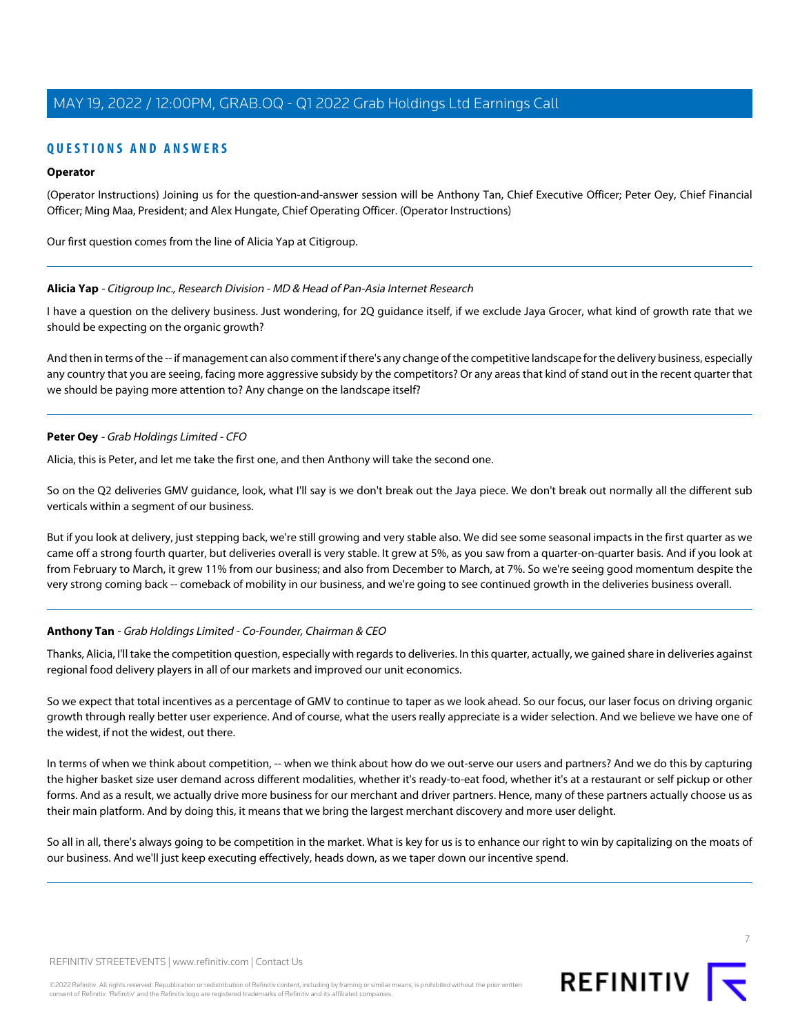## QUESTIONS AND ANSWERS

**Operator**

(Operator Instructions) Joining us for the question-and-answer session will be Anthony Tan, Chief Executive Officer; Peter Oey, Chief Financial Officer; Ming Maa, President; and Alex Hungate, Chief Operating Officer. (Operator Instructions)

Our first question comes from the line of Alicia Yap at Citigroup.

---

**Alicia Yap** - *Citigroup Inc., Research Division - MD & Head of Pan-Asia Internet Research*

I have a question on the delivery business. Just wondering, for 2Q guidance itself, if we exclude Jaya Grocer, what kind of growth rate that we should be expecting on the organic growth?

And then in terms of the -- if management can also comment if there's any change of the competitive landscape for the delivery business, especially any country that you are seeing, facing more aggressive subsidy by the competitors? Or any areas that kind of stand out in the recent quarter that we should be paying more attention to? Any change on the landscape itself?

---

**Peter Oey** - *Grab Holdings Limited - CFO*

Alicia, this is Peter, and let me take the first one, and then Anthony will take the second one.

So on the Q2 deliveries GMV guidance, look, what I'll say is we don't break out the Jaya piece. We don't break out normally all the different sub verticals within a segment of our business.

But if you look at delivery, just stepping back, we're still growing and very stable also. We did see some seasonal impacts in the first quarter as we came off a strong fourth quarter, but deliveries overall is very stable. It grew at 5%, as you saw from a quarter-on-quarter basis. And if you look at from February to March, it grew 11% from our business; and also from December to March, at 7%. So we're seeing good momentum despite the very strong coming back -- comeback of mobility in our business, and we're going to see continued growth in the deliveries business overall.

---

**Anthony Tan** - *Grab Holdings Limited - Co-Founder, Chairman & CEO*

Thanks, Alicia, I'll take the competition question, especially with regards to deliveries. In this quarter, actually, we gained share in deliveries against regional food delivery players in all of our markets and improved our unit economics.

So we expect that total incentives as a percentage of GMV to continue to taper as we look ahead. So our focus, our laser focus on driving organic growth through really better user experience. And of course, what the users really appreciate is a wider selection. And we believe we have one of the widest, if not the widest, out there.

In terms of when we think about competition, -- when we think about how do we out-serve our users and partners? And we do this by capturing the higher basket size user demand across different modalities, whether it's ready-to-eat food, whether it's at a restaurant or self pickup or other forms. And as a result, we actually drive more business for our merchant and driver partners. Hence, many of these partners actually choose us as their main platform. And by doing this, it means that we bring the largest merchant discovery and more user delight.

So all in all, there's always going to be competition in the market. What is key for us is to enhance our right to win by capitalizing on the moats of our business. And we'll just keep executing effectively, heads down, as we taper down our incentive spend.

---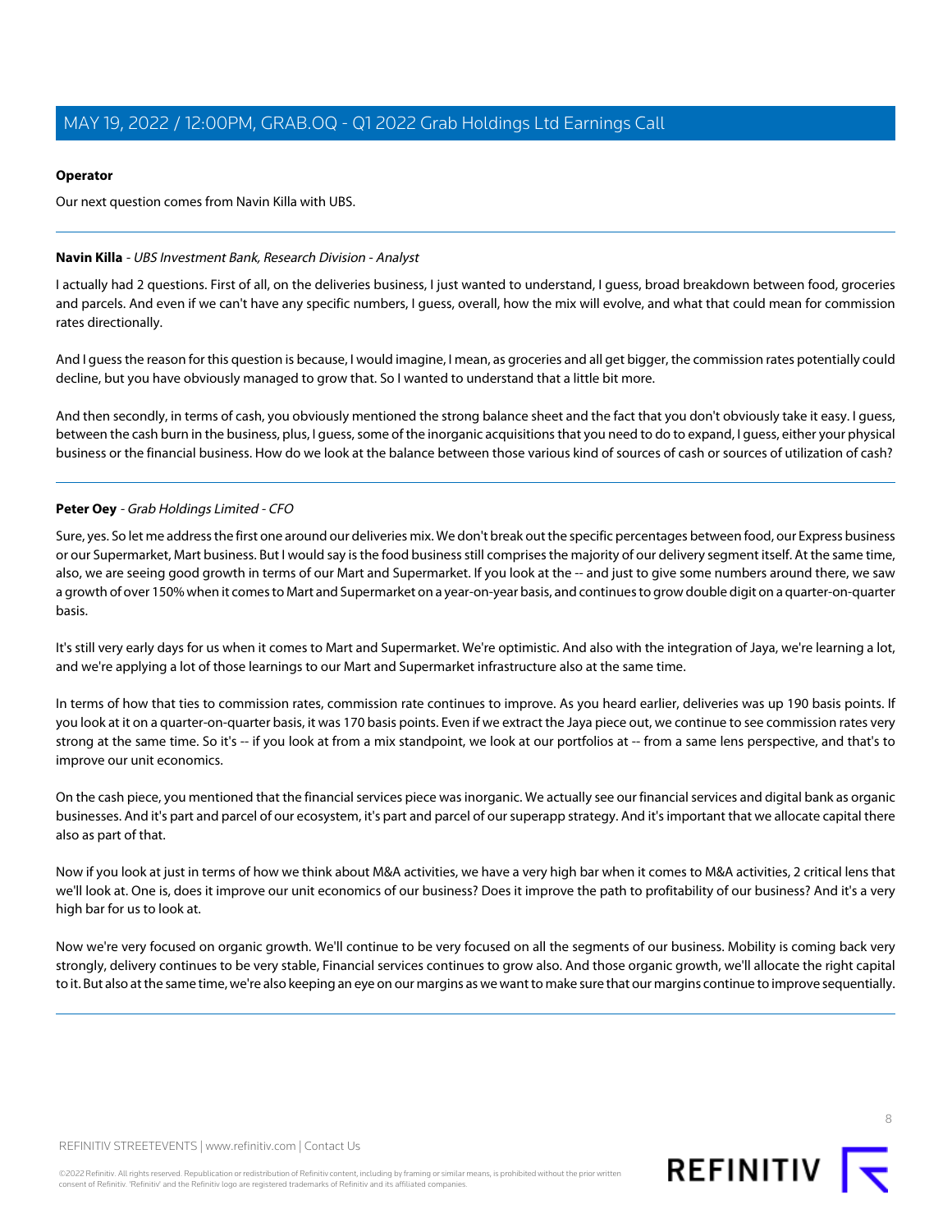**Operator**

Our next question comes from Navin Killa with UBS.

---

**Navin Killa** - *UBS Investment Bank, Research Division - Analyst*

I actually had 2 questions. First of all, on the deliveries business, I just wanted to understand, I guess, broad breakdown between food, groceries and parcels. And even if we can't have any specific numbers, I guess, overall, how the mix will evolve, and what that could mean for commission rates directionally.

And I guess the reason for this question is because, I would imagine, I mean, as groceries and all get bigger, the commission rates potentially could decline, but you have obviously managed to grow that. So I wanted to understand that a little bit more.

And then secondly, in terms of cash, you obviously mentioned the strong balance sheet and the fact that you don't obviously take it easy. I guess, between the cash burn in the business, plus, I guess, some of the inorganic acquisitions that you need to do to expand, I guess, either your physical business or the financial business. How do we look at the balance between those various kind of sources of cash or sources of utilization of cash?

---

**Peter Oey** - *Grab Holdings Limited - CFO*

Sure, yes. So let me address the first one around our deliveries mix. We don't break out the specific percentages between food, our Express business or our Supermarket, Mart business. But I would say is the food business still comprises the majority of our delivery segment itself. At the same time, also, we are seeing good growth in terms of our Mart and Supermarket. If you look at the -- and just to give some numbers around there, we saw a growth of over 150% when it comes to Mart and Supermarket on a year-on-year basis, and continues to grow double digit on a quarter-on-quarter basis.

It's still very early days for us when it comes to Mart and Supermarket. We're optimistic. And also with the integration of Jaya, we're learning a lot, and we're applying a lot of those learnings to our Mart and Supermarket infrastructure also at the same time.

In terms of how that ties to commission rates, commission rate continues to improve. As you heard earlier, deliveries was up 190 basis points. If you look at it on a quarter-on-quarter basis, it was 170 basis points. Even if we extract the Jaya piece out, we continue to see commission rates very strong at the same time. So it's -- if you look at from a mix standpoint, we look at our portfolios at -- from a same lens perspective, and that's to improve our unit economics.

On the cash piece, you mentioned that the financial services piece was inorganic. We actually see our financial services and digital bank as organic businesses. And it's part and parcel of our ecosystem, it's part and parcel of our superapp strategy. And it's important that we allocate capital there also as part of that.

Now if you look at just in terms of how we think about M&A activities, we have a very high bar when it comes to M&A activities, 2 critical lens that we'll look at. One is, does it improve our unit economics of our business? Does it improve the path to profitability of our business? And it's a very high bar for us to look at.

Now we're very focused on organic growth. We'll continue to be very focused on all the segments of our business. Mobility is coming back very strongly, delivery continues to be very stable, Financial services continues to grow also. And those organic growth, we'll allocate the right capital to it. But also at the same time, we're also keeping an eye on our margins as we want to make sure that our margins continue to improve sequentially.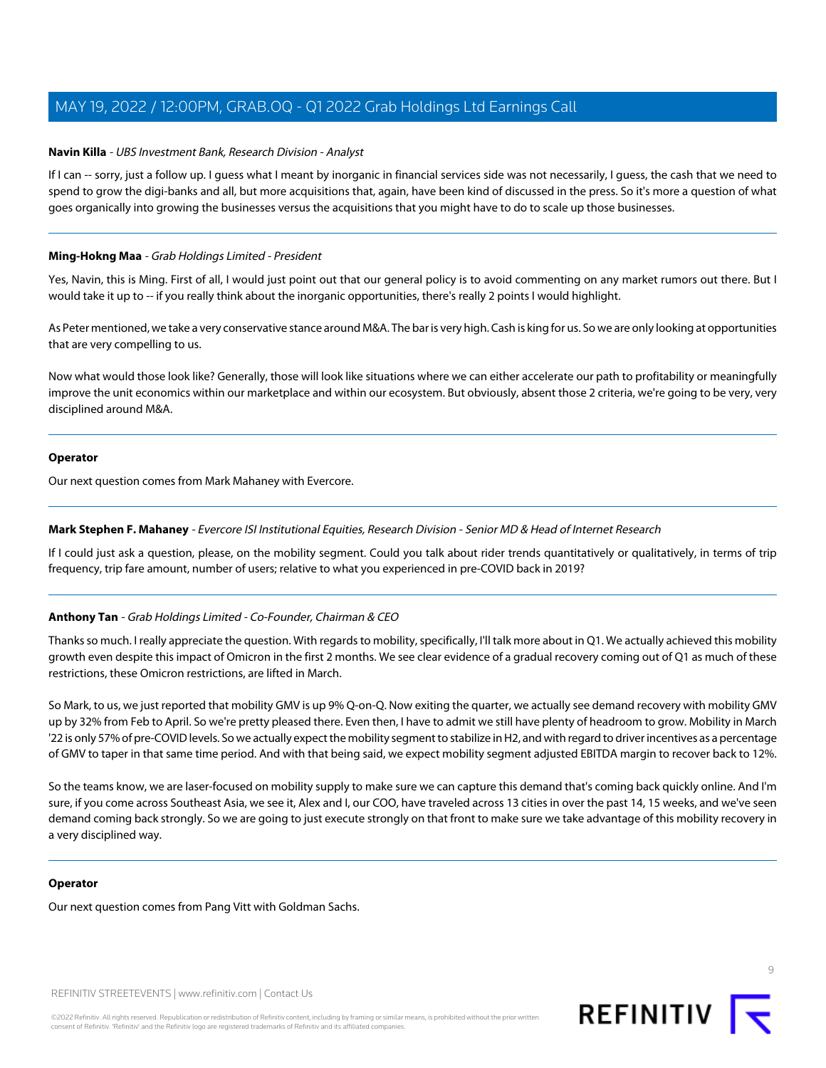**Navin Killa** - *UBS Investment Bank, Research Division - Analyst*

If I can -- sorry, just a follow up. I guess what I meant by inorganic in financial services side was not necessarily, I guess, the cash that we need to spend to grow the digi-banks and all, but more acquisitions that, again, have been kind of discussed in the press. So it's more a question of what goes organically into growing the businesses versus the acquisitions that you might have to do to scale up those businesses.

---

**Ming-Hokng Maa** - *Grab Holdings Limited - President*

Yes, Navin, this is Ming. First of all, I would just point out that our general policy is to avoid commenting on any market rumors out there. But I would take it up to -- if you really think about the inorganic opportunities, there's really 2 points I would highlight.

As Peter mentioned, we take a very conservative stance around M&A. The bar is very high. Cash is king for us. So we are only looking at opportunities that are very compelling to us.

Now what would those look like? Generally, those will look like situations where we can either accelerate our path to profitability or meaningfully improve the unit economics within our marketplace and within our ecosystem. But obviously, absent those 2 criteria, we're going to be very, very disciplined around M&A.

---

**Operator**

Our next question comes from Mark Mahaney with Evercore.

---

**Mark Stephen F. Mahaney** - *Evercore ISI Institutional Equities, Research Division - Senior MD & Head of Internet Research*

If I could just ask a question, please, on the mobility segment. Could you talk about rider trends quantitatively or qualitatively, in terms of trip frequency, trip fare amount, number of users; relative to what you experienced in pre-COVID back in 2019?

---

**Anthony Tan** - *Grab Holdings Limited - Co-Founder, Chairman & CEO*

Thanks so much. I really appreciate the question. With regards to mobility, specifically, I'll talk more about in Q1. We actually achieved this mobility growth even despite this impact of Omicron in the first 2 months. We see clear evidence of a gradual recovery coming out of Q1 as much of these restrictions, these Omicron restrictions, are lifted in March.

So Mark, to us, we just reported that mobility GMV is up 9% Q-on-Q. Now exiting the quarter, we actually see demand recovery with mobility GMV up by 32% from Feb to April. So we're pretty pleased there. Even then, I have to admit we still have plenty of headroom to grow. Mobility in March '22 is only 57% of pre-COVID levels. So we actually expect the mobility segment to stabilize in H2, and with regard to driver incentives as a percentage of GMV to taper in that same time period. And with that being said, we expect mobility segment adjusted EBITDA margin to recover back to 12%.

So the teams know, we are laser-focused on mobility supply to make sure we can capture this demand that's coming back quickly online. And I'm sure, if you come across Southeast Asia, we see it, Alex and I, our COO, have traveled across 13 cities in over the past 14, 15 weeks, and we've seen demand coming back strongly. So we are going to just execute strongly on that front to make sure we take advantage of this mobility recovery in a very disciplined way.

---

**Operator**

Our next question comes from Pang Vitt with Goldman Sachs.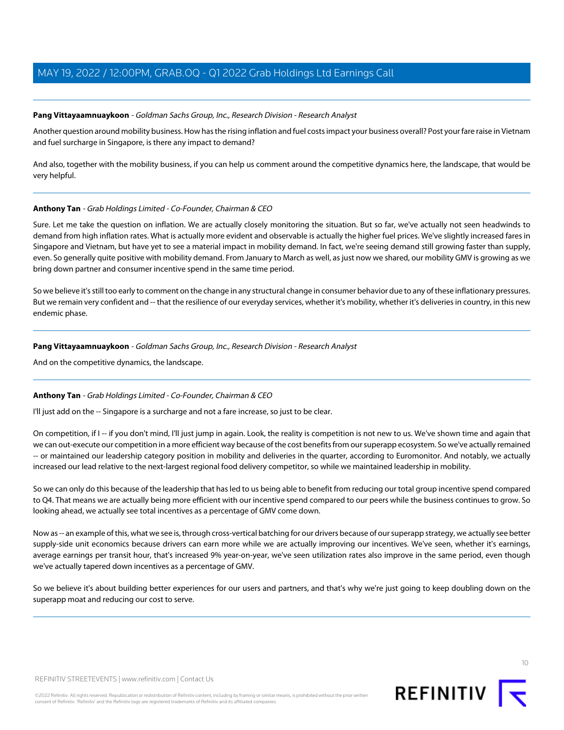**Pang Vittayaamnuaykoon** - *Goldman Sachs Group, Inc., Research Division - Research Analyst*

Another question around mobility business. How has the rising inflation and fuel costs impact your business overall? Post your fare raise in Vietnam and fuel surcharge in Singapore, is there any impact to demand?

And also, together with the mobility business, if you can help us comment around the competitive dynamics here, the landscape, that would be very helpful.

---

**Anthony Tan** - *Grab Holdings Limited - Co-Founder, Chairman & CEO*

Sure. Let me take the question on inflation. We are actually closely monitoring the situation. But so far, we've actually not seen headwinds to demand from high inflation rates. What is actually more evident and observable is actually the higher fuel prices. We've slightly increased fares in Singapore and Vietnam, but have yet to see a material impact in mobility demand. In fact, we're seeing demand still growing faster than supply, even. So generally quite positive with mobility demand. From January to March as well, as just now we shared, our mobility GMV is growing as we bring down partner and consumer incentive spend in the same time period.

So we believe it's still too early to comment on the change in any structural change in consumer behavior due to any of these inflationary pressures. But we remain very confident and -- that the resilience of our everyday services, whether it's mobility, whether it's deliveries in country, in this new endemic phase.

---

**Pang Vittayaamnuaykoon** - *Goldman Sachs Group, Inc., Research Division - Research Analyst*

And on the competitive dynamics, the landscape.

---

**Anthony Tan** - *Grab Holdings Limited - Co-Founder, Chairman & CEO*

I'll just add on the -- Singapore is a surcharge and not a fare increase, so just to be clear.

On competition, if I -- if you don't mind, I'll just jump in again. Look, the reality is competition is not new to us. We've shown time and again that we can out-execute our competition in a more efficient way because of the cost benefits from our superapp ecosystem. So we've actually remained -- or maintained our leadership category position in mobility and deliveries in the quarter, according to Euromonitor. And notably, we actually increased our lead relative to the next-largest regional food delivery competitor, so while we maintained leadership in mobility.

So we can only do this because of the leadership that has led to us being able to benefit from reducing our total group incentive spend compared to Q4. That means we are actually being more efficient with our incentive spend compared to our peers while the business continues to grow. So looking ahead, we actually see total incentives as a percentage of GMV come down.

Now as -- an example of this, what we see is, through cross-vertical batching for our drivers because of our superapp strategy, we actually see better supply-side unit economics because drivers can earn more while we are actually improving our incentives. We've seen, whether it's earnings, average earnings per transit hour, that's increased 9% year-on-year, we've seen utilization rates also improve in the same period, even though we've actually tapered down incentives as a percentage of GMV.

So we believe it's about building better experiences for our users and partners, and that's why we're just going to keep doubling down on the superapp moat and reducing our cost to serve.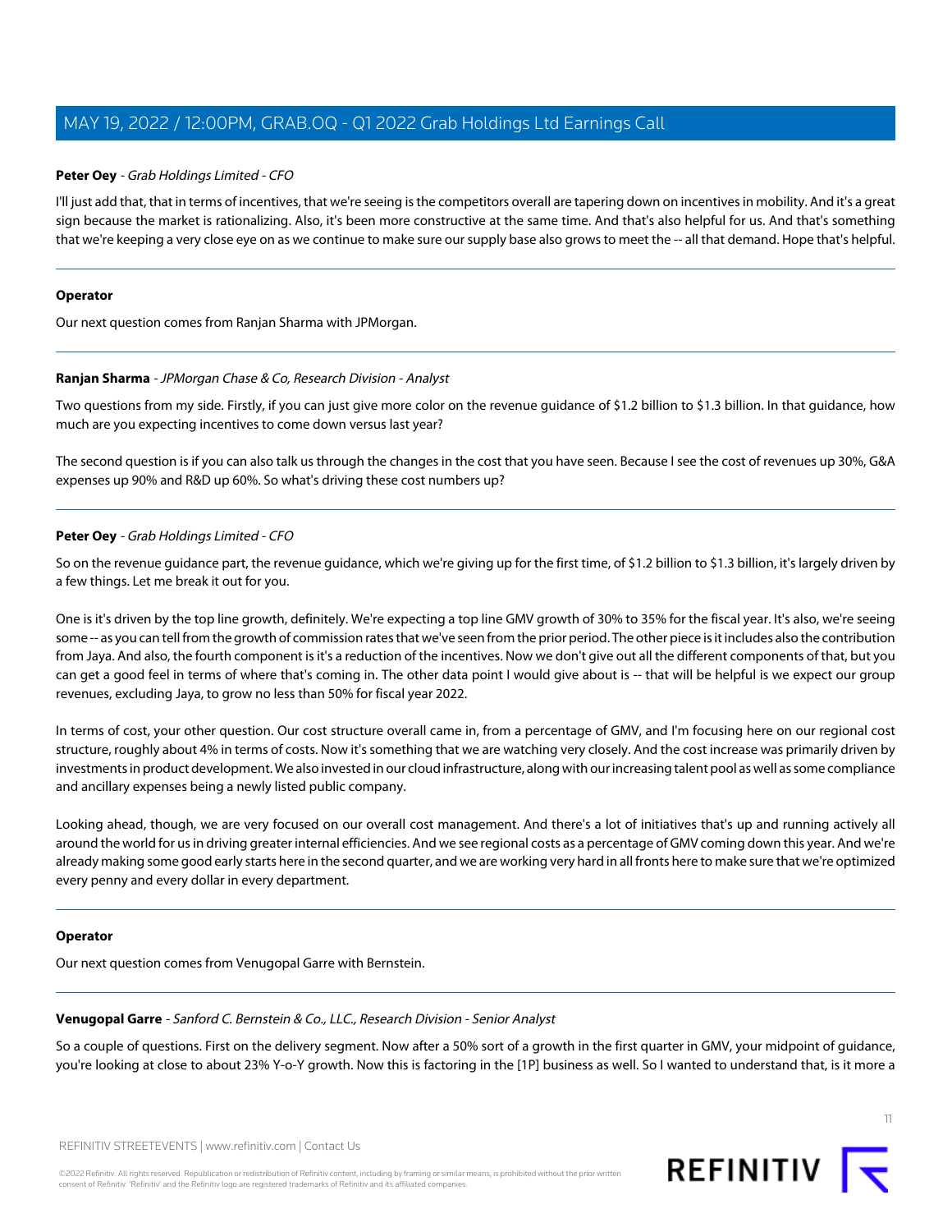**Peter Oey** - *Grab Holdings Limited - CFO*

I'll just add that, that in terms of incentives, that we're seeing is the competitors overall are tapering down on incentives in mobility. And it's a great sign because the market is rationalizing. Also, it's been more constructive at the same time. And that's also helpful for us. And that's something that we're keeping a very close eye on as we continue to make sure our supply base also grows to meet the -- all that demand. Hope that's helpful.

---

**Operator**

Our next question comes from Ranjan Sharma with JPMorgan.

---

**Ranjan Sharma** - *JPMorgan Chase & Co, Research Division - Analyst*

Two questions from my side. Firstly, if you can just give more color on the revenue guidance of $1.2 billion to $1.3 billion. In that guidance, how much are you expecting incentives to come down versus last year?

The second question is if you can also talk us through the changes in the cost that you have seen. Because I see the cost of revenues up 30%, G&A expenses up 90% and R&D up 60%. So what's driving these cost numbers up?

---

**Peter Oey** - *Grab Holdings Limited - CFO*

So on the revenue guidance part, the revenue guidance, which we're giving up for the first time, of $1.2 billion to $1.3 billion, it's largely driven by a few things. Let me break it out for you.

One is it's driven by the top line growth, definitely. We're expecting a top line GMV growth of 30% to 35% for the fiscal year. It's also, we're seeing some -- as you can tell from the growth of commission rates that we've seen from the prior period. The other piece is it includes also the contribution from Jaya. And also, the fourth component is it's a reduction of the incentives. Now we don't give out all the different components of that, but you can get a good feel in terms of where that's coming in. The other data point I would give about is -- that will be helpful is we expect our group revenues, excluding Jaya, to grow no less than 50% for fiscal year 2022.

In terms of cost, your other question. Our cost structure overall came in, from a percentage of GMV, and I'm focusing here on our regional cost structure, roughly about 4% in terms of costs. Now it's something that we are watching very closely. And the cost increase was primarily driven by investments in product development. We also invested in our cloud infrastructure, along with our increasing talent pool as well as some compliance and ancillary expenses being a newly listed public company.

Looking ahead, though, we are very focused on our overall cost management. And there's a lot of initiatives that's up and running actively all around the world for us in driving greater internal efficiencies. And we see regional costs as a percentage of GMV coming down this year. And we're already making some good early starts here in the second quarter, and we are working very hard in all fronts here to make sure that we're optimized every penny and every dollar in every department.

---

**Operator**

Our next question comes from Venugopal Garre with Bernstein.

---

**Venugopal Garre** - *Sanford C. Bernstein & Co., LLC., Research Division - Senior Analyst*

So a couple of questions. First on the delivery segment. Now after a 50% sort of a growth in the first quarter in GMV, your midpoint of guidance, you're looking at close to about 23% Y-o-Y growth. Now this is factoring in the [1P] business as well. So I wanted to understand that, is it more a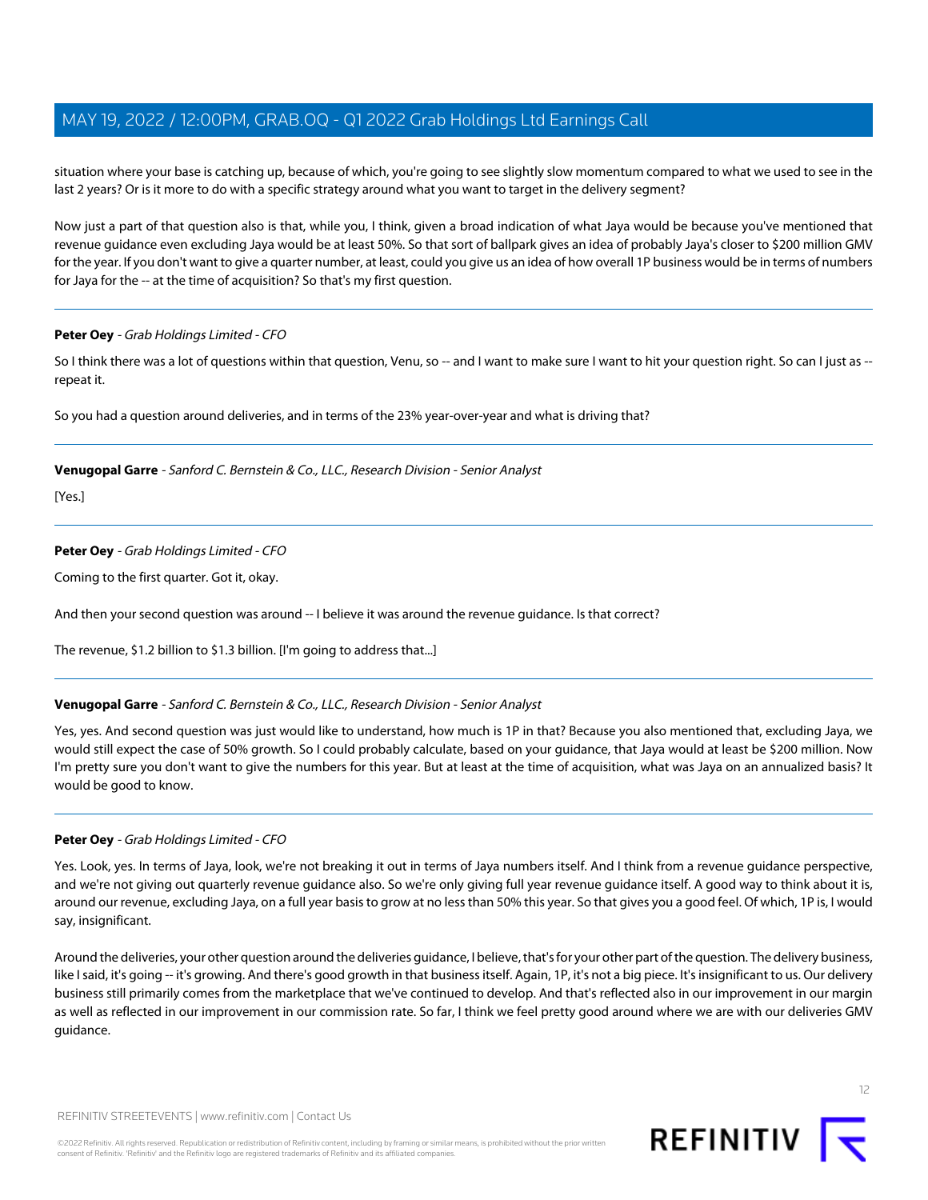situation where your base is catching up, because of which, you're going to see slightly slow momentum compared to what we used to see in the last 2 years? Or is it more to do with a specific strategy around what you want to target in the delivery segment?

Now just a part of that question also is that, while you, I think, given a broad indication of what Jaya would be because you've mentioned that revenue guidance even excluding Jaya would be at least 50%. So that sort of ballpark gives an idea of probably Jaya's closer to $200 million GMV for the year. If you don't want to give a quarter number, at least, could you give us an idea of how overall 1P business would be in terms of numbers for Jaya for the -- at the time of acquisition? So that's my first question.

---

**Peter Oey** - *Grab Holdings Limited - CFO*

So I think there was a lot of questions within that question, Venu, so -- and I want to make sure I want to hit your question right. So can I just as -- repeat it.

So you had a question around deliveries, and in terms of the 23% year-over-year and what is driving that?

---

**Venugopal Garre** - *Sanford C. Bernstein & Co., LLC., Research Division - Senior Analyst*

[Yes.]

---

**Peter Oey** - *Grab Holdings Limited - CFO*

Coming to the first quarter. Got it, okay.

And then your second question was around -- I believe it was around the revenue guidance. Is that correct?

The revenue, $1.2 billion to $1.3 billion. [I'm going to address that...]

---

**Venugopal Garre** - *Sanford C. Bernstein & Co., LLC., Research Division - Senior Analyst*

Yes, yes. And second question was just would like to understand, how much is 1P in that? Because you also mentioned that, excluding Jaya, we would still expect the case of 50% growth. So I could probably calculate, based on your guidance, that Jaya would at least be $200 million. Now I'm pretty sure you don't want to give the numbers for this year. But at least at the time of acquisition, what was Jaya on an annualized basis? It would be good to know.

---

**Peter Oey** - *Grab Holdings Limited - CFO*

Yes. Look, yes. In terms of Jaya, look, we're not breaking it out in terms of Jaya numbers itself. And I think from a revenue guidance perspective, and we're not giving out quarterly revenue guidance also. So we're only giving full year revenue guidance itself. A good way to think about it is, around our revenue, excluding Jaya, on a full year basis to grow at no less than 50% this year. So that gives you a good feel. Of which, 1P is, I would say, insignificant.

Around the deliveries, your other question around the deliveries guidance, I believe, that's for your other part of the question. The delivery business, like I said, it's going -- it's growing. And there's good growth in that business itself. Again, 1P, it's not a big piece. It's insignificant to us. Our delivery business still primarily comes from the marketplace that we've continued to develop. And that's reflected also in our improvement in our margin as well as reflected in our improvement in our commission rate. So far, I think we feel pretty good around where we are with our deliveries GMV guidance.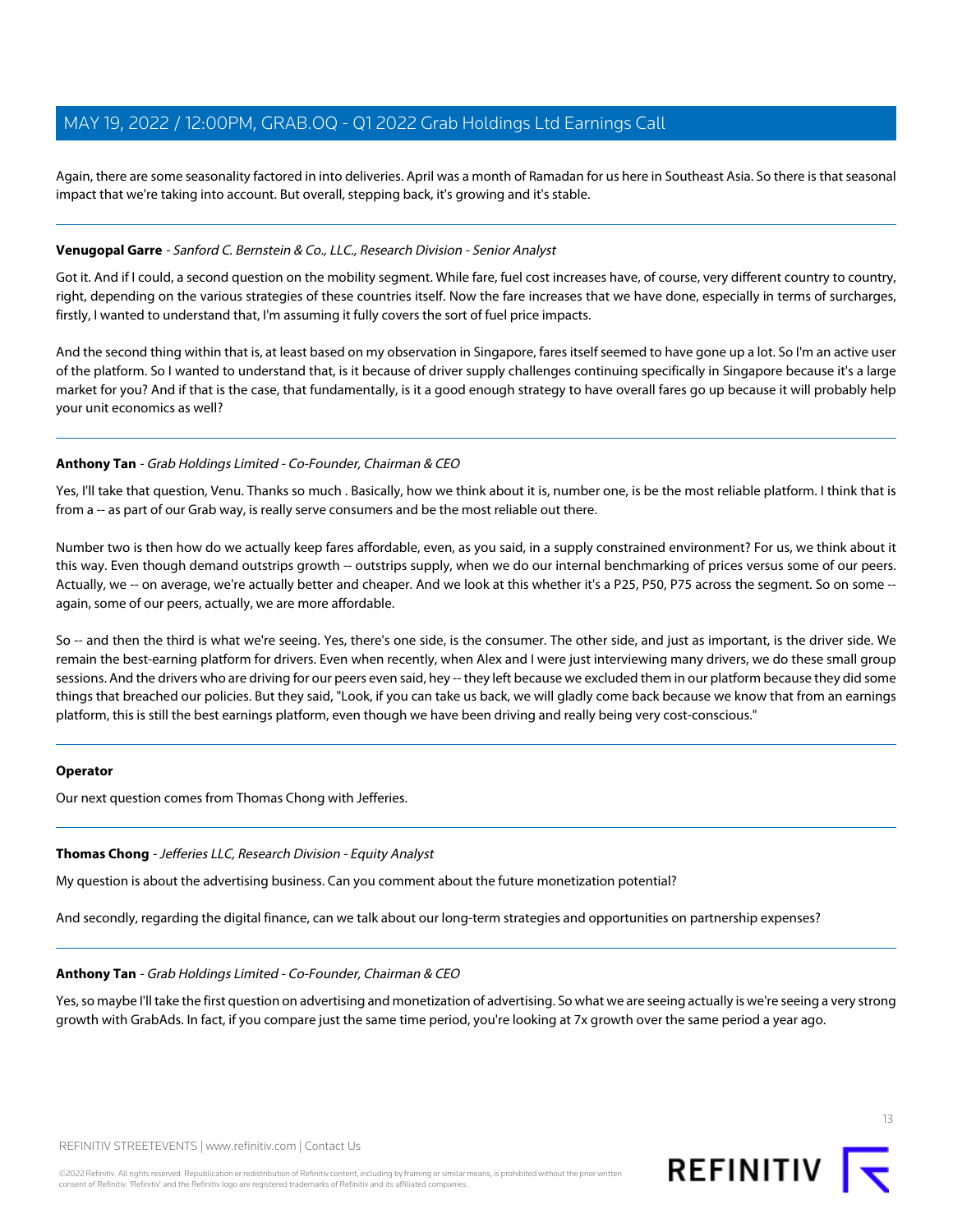Again, there are some seasonality factored in into deliveries. April was a month of Ramadan for us here in Southeast Asia. So there is that seasonal impact that we're taking into account. But overall, stepping back, it's growing and it's stable.

---

**Venugopal Garre** - *Sanford C. Bernstein & Co., LLC., Research Division - Senior Analyst*

Got it. And if I could, a second question on the mobility segment. While fare, fuel cost increases have, of course, very different country to country, right, depending on the various strategies of these countries itself. Now the fare increases that we have done, especially in terms of surcharges, firstly, I wanted to understand that, I'm assuming it fully covers the sort of fuel price impacts.

And the second thing within that is, at least based on my observation in Singapore, fares itself seemed to have gone up a lot. So I'm an active user of the platform. So I wanted to understand that, is it because of driver supply challenges continuing specifically in Singapore because it's a large market for you? And if that is the case, that fundamentally, is it a good enough strategy to have overall fares go up because it will probably help your unit economics as well?

---

**Anthony Tan** - *Grab Holdings Limited - Co-Founder, Chairman & CEO*

Yes, I'll take that question, Venu. Thanks so much . Basically, how we think about it is, number one, is be the most reliable platform. I think that is from a -- as part of our Grab way, is really serve consumers and be the most reliable out there.

Number two is then how do we actually keep fares affordable, even, as you said, in a supply constrained environment? For us, we think about it this way. Even though demand outstrips growth -- outstrips supply, when we do our internal benchmarking of prices versus some of our peers. Actually, we -- on average, we're actually better and cheaper. And we look at this whether it's a P25, P50, P75 across the segment. So on some -- again, some of our peers, actually, we are more affordable.

So -- and then the third is what we're seeing. Yes, there's one side, is the consumer. The other side, and just as important, is the driver side. We remain the best-earning platform for drivers. Even when recently, when Alex and I were just interviewing many drivers, we do these small group sessions. And the drivers who are driving for our peers even said, hey -- they left because we excluded them in our platform because they did some things that breached our policies. But they said, "Look, if you can take us back, we will gladly come back because we know that from an earnings platform, this is still the best earnings platform, even though we have been driving and really being very cost-conscious."

---

**Operator**

Our next question comes from Thomas Chong with Jefferies.

---

**Thomas Chong** - *Jefferies LLC, Research Division - Equity Analyst*

My question is about the advertising business. Can you comment about the future monetization potential?

And secondly, regarding the digital finance, can we talk about our long-term strategies and opportunities on partnership expenses?

---

**Anthony Tan** - *Grab Holdings Limited - Co-Founder, Chairman & CEO*

Yes, so maybe I'll take the first question on advertising and monetization of advertising. So what we are seeing actually is we're seeing a very strong growth with GrabAds. In fact, if you compare just the same time period, you're looking at 7x growth over the same period a year ago.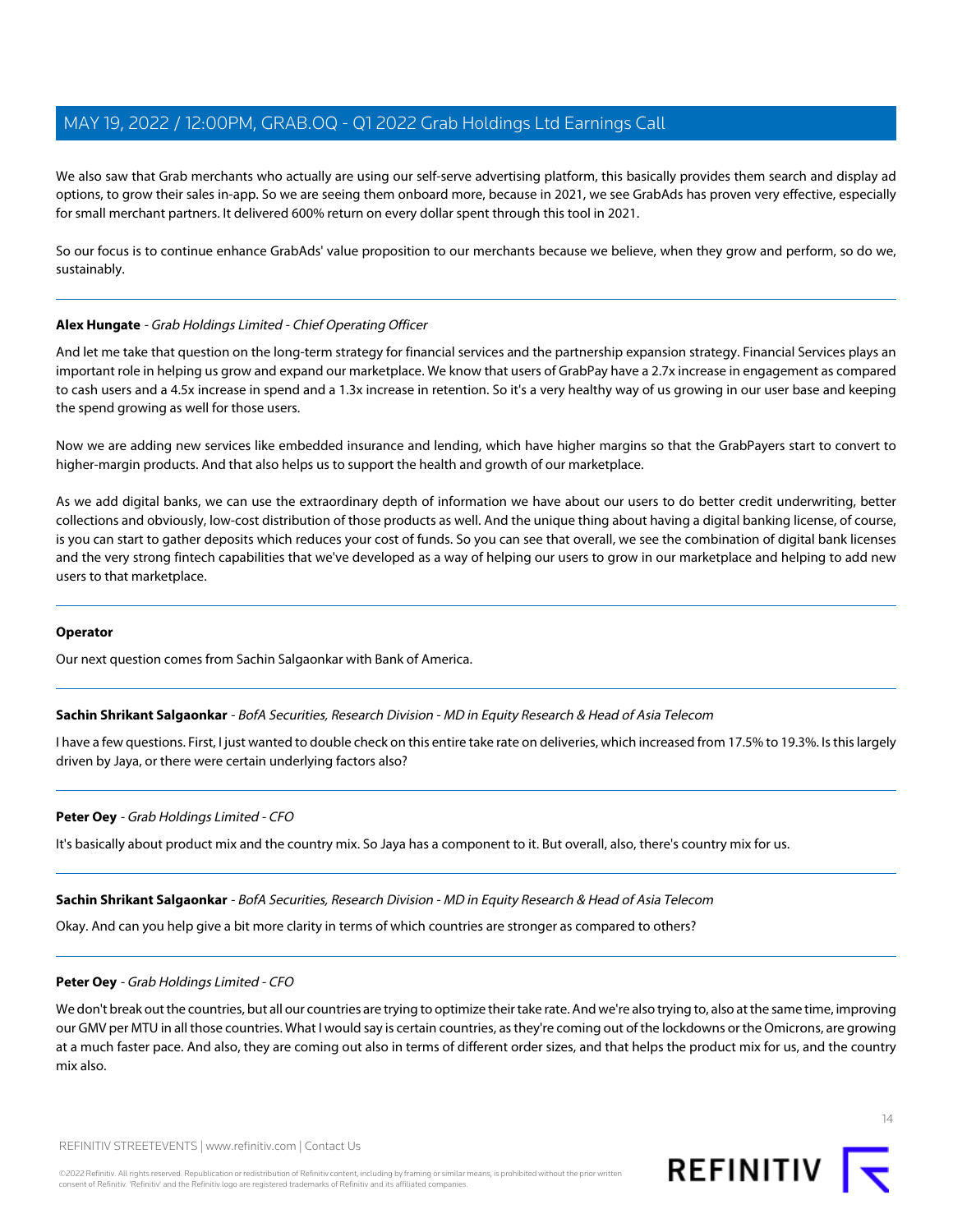We also saw that Grab merchants who actually are using our self-serve advertising platform, this basically provides them search and display ad options, to grow their sales in-app. So we are seeing them onboard more, because in 2021, we see GrabAds has proven very effective, especially for small merchant partners. It delivered 600% return on every dollar spent through this tool in 2021.

So our focus is to continue enhance GrabAds' value proposition to our merchants because we believe, when they grow and perform, so do we, sustainably.

---

**Alex Hungate** - *Grab Holdings Limited - Chief Operating Officer*

And let me take that question on the long-term strategy for financial services and the partnership expansion strategy. Financial Services plays an important role in helping us grow and expand our marketplace. We know that users of GrabPay have a 2.7x increase in engagement as compared to cash users and a 4.5x increase in spend and a 1.3x increase in retention. So it's a very healthy way of us growing in our user base and keeping the spend growing as well for those users.

Now we are adding new services like embedded insurance and lending, which have higher margins so that the GrabPayers start to convert to higher-margin products. And that also helps us to support the health and growth of our marketplace.

As we add digital banks, we can use the extraordinary depth of information we have about our users to do better credit underwriting, better collections and obviously, low-cost distribution of those products as well. And the unique thing about having a digital banking license, of course, is you can start to gather deposits which reduces your cost of funds. So you can see that overall, we see the combination of digital bank licenses and the very strong fintech capabilities that we've developed as a way of helping our users to grow in our marketplace and helping to add new users to that marketplace.

---

**Operator**

Our next question comes from Sachin Salgaonkar with Bank of America.

---

**Sachin Shrikant Salgaonkar** - *BofA Securities, Research Division - MD in Equity Research & Head of Asia Telecom*

I have a few questions. First, I just wanted to double check on this entire take rate on deliveries, which increased from 17.5% to 19.3%. Is this largely driven by Jaya, or there were certain underlying factors also?

---

**Peter Oey** - *Grab Holdings Limited - CFO*

It's basically about product mix and the country mix. So Jaya has a component to it. But overall, also, there's country mix for us.

---

**Sachin Shrikant Salgaonkar** - *BofA Securities, Research Division - MD in Equity Research & Head of Asia Telecom*

Okay. And can you help give a bit more clarity in terms of which countries are stronger as compared to others?

---

**Peter Oey** - *Grab Holdings Limited - CFO*

We don't break out the countries, but all our countries are trying to optimize their take rate. And we're also trying to, also at the same time, improving our GMV per MTU in all those countries. What I would say is certain countries, as they're coming out of the lockdowns or the Omicrons, are growing at a much faster pace. And also, they are coming out also in terms of different order sizes, and that helps the product mix for us, and the country mix also.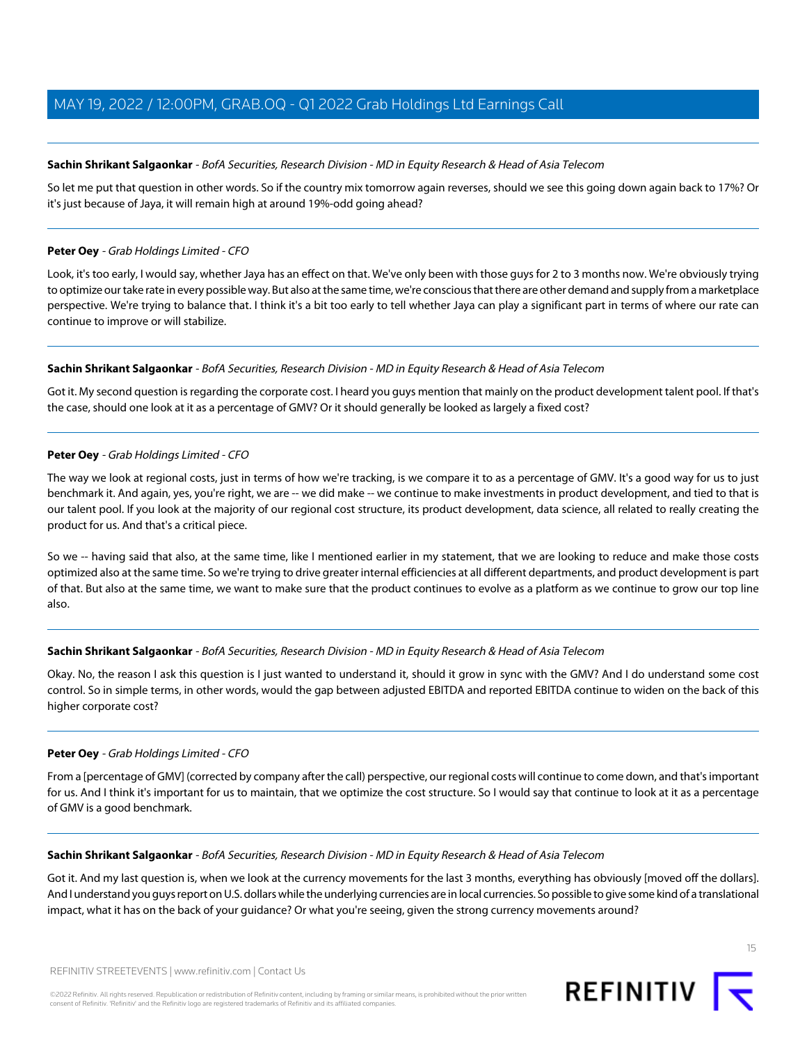**Sachin Shrikant Salgaonkar** - *BofA Securities, Research Division - MD in Equity Research & Head of Asia Telecom*

So let me put that question in other words. So if the country mix tomorrow again reverses, should we see this going down again back to 17%? Or it's just because of Jaya, it will remain high at around 19%-odd going ahead?

---

**Peter Oey** - *Grab Holdings Limited - CFO*

Look, it's too early, I would say, whether Jaya has an effect on that. We've only been with those guys for 2 to 3 months now. We're obviously trying to optimize our take rate in every possible way. But also at the same time, we're conscious that there are other demand and supply from a marketplace perspective. We're trying to balance that. I think it's a bit too early to tell whether Jaya can play a significant part in terms of where our rate can continue to improve or will stabilize.

---

**Sachin Shrikant Salgaonkar** - *BofA Securities, Research Division - MD in Equity Research & Head of Asia Telecom*

Got it. My second question is regarding the corporate cost. I heard you guys mention that mainly on the product development talent pool. If that's the case, should one look at it as a percentage of GMV? Or it should generally be looked as largely a fixed cost?

---

**Peter Oey** - *Grab Holdings Limited - CFO*

The way we look at regional costs, just in terms of how we're tracking, is we compare it to as a percentage of GMV. It's a good way for us to just benchmark it. And again, yes, you're right, we are -- we did make -- we continue to make investments in product development, and tied to that is our talent pool. If you look at the majority of our regional cost structure, its product development, data science, all related to really creating the product for us. And that's a critical piece.

So we -- having said that also, at the same time, like I mentioned earlier in my statement, that we are looking to reduce and make those costs optimized also at the same time. So we're trying to drive greater internal efficiencies at all different departments, and product development is part of that. But also at the same time, we want to make sure that the product continues to evolve as a platform as we continue to grow our top line also.

---

**Sachin Shrikant Salgaonkar** - *BofA Securities, Research Division - MD in Equity Research & Head of Asia Telecom*

Okay. No, the reason I ask this question is I just wanted to understand it, should it grow in sync with the GMV? And I do understand some cost control. So in simple terms, in other words, would the gap between adjusted EBITDA and reported EBITDA continue to widen on the back of this higher corporate cost?

---

**Peter Oey** - *Grab Holdings Limited - CFO*

From a [percentage of GMV] (corrected by company after the call) perspective, our regional costs will continue to come down, and that's important for us. And I think it's important for us to maintain, that we optimize the cost structure. So I would say that continue to look at it as a percentage of GMV is a good benchmark.

---

**Sachin Shrikant Salgaonkar** - *BofA Securities, Research Division - MD in Equity Research & Head of Asia Telecom*

Got it. And my last question is, when we look at the currency movements for the last 3 months, everything has obviously [moved off the dollars]. And I understand you guys report on U.S. dollars while the underlying currencies are in local currencies. So possible to give some kind of a translational impact, what it has on the back of your guidance? Or what you're seeing, given the strong currency movements around?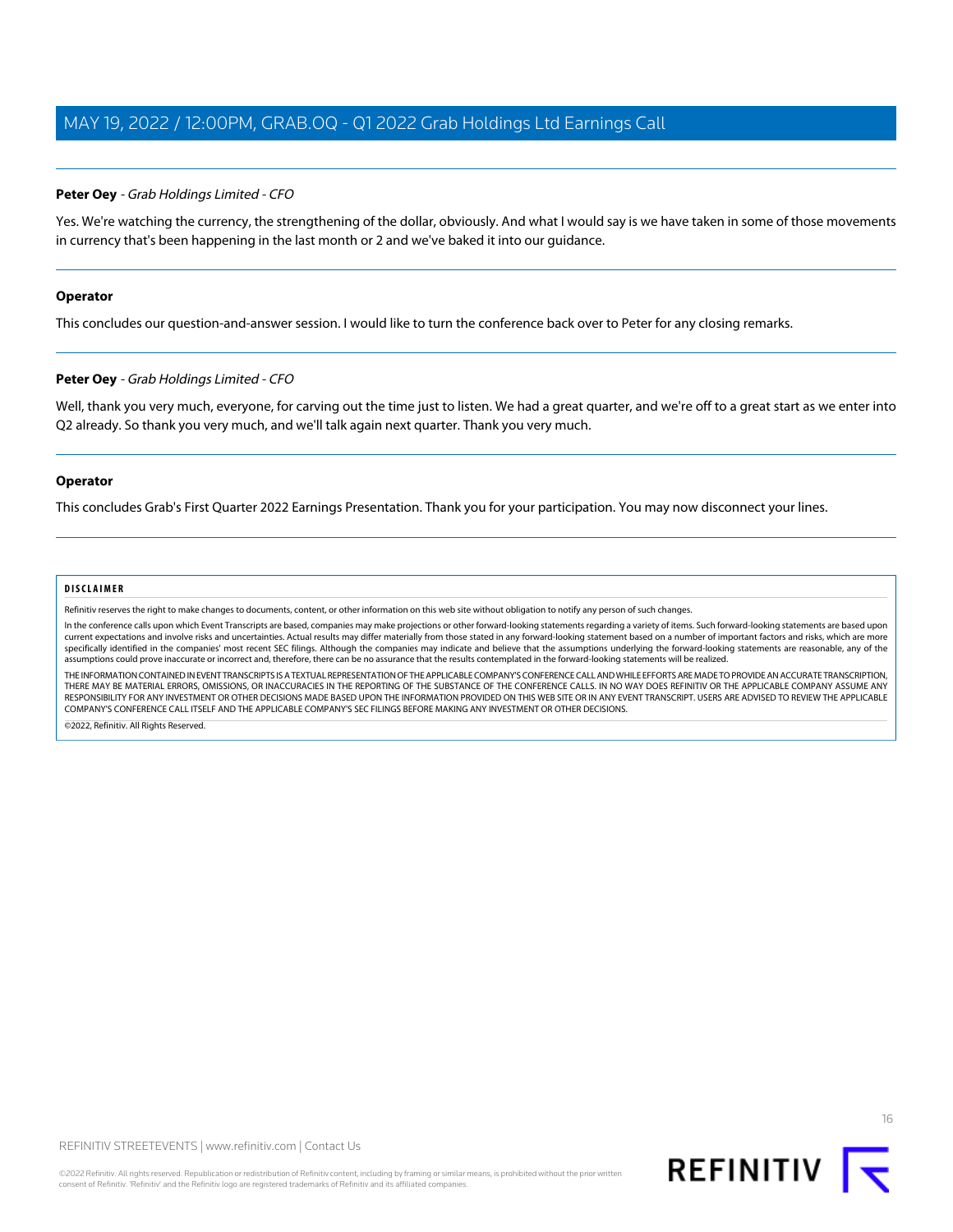**Peter Oey** - *Grab Holdings Limited - CFO*

Yes. We're watching the currency, the strengthening of the dollar, obviously. And what I would say is we have taken in some of those movements in currency that's been happening in the last month or 2 and we've baked it into our guidance.

**Operator**

This concludes our question-and-answer session. I would like to turn the conference back over to Peter for any closing remarks.

**Peter Oey** - *Grab Holdings Limited - CFO*

Well, thank you very much, everyone, for carving out the time just to listen. We had a great quarter, and we're off to a great start as we enter into Q2 already. So thank you very much, and we'll talk again next quarter. Thank you very much.

**Operator**

This concludes Grab's First Quarter 2022 Earnings Presentation. Thank you for your participation. You may now disconnect your lines.

**DISCLAIMER**

Refinitiv reserves the right to make changes to documents, content, or other information on this web site without obligation to notify any person of such changes.

In the conference calls upon which Event Transcripts are based, companies may make projections or other forward-looking statements regarding a variety of items. Such forward-looking statements are based upon current expectations and involve risks and uncertainties. Actual results may differ materially from those stated in any forward-looking statement based on a number of important factors and risks, which are more specifically identified in the companies' most recent SEC filings. Although the companies may indicate and believe that the assumptions underlying the forward-looking statements are reasonable, any of the assumptions could prove inaccurate or incorrect and, therefore, there can be no assurance that the results contemplated in the forward-looking statements will be realized.

THE INFORMATION CONTAINED IN EVENT TRANSCRIPTS IS A TEXTUAL REPRESENTATION OF THE APPLICABLE COMPANY'S CONFERENCE CALL AND WHILE EFFORTS ARE MADE TO PROVIDE AN ACCURATE TRANSCRIPTION, THERE MAY BE MATERIAL ERRORS, OMISSIONS, OR INACCURACIES IN THE REPORTING OF THE SUBSTANCE OF THE CONFERENCE CALLS. IN NO WAY DOES REFINITIV OR THE APPLICABLE COMPANY ASSUME ANY RESPONSIBILITY FOR ANY INVESTMENT OR OTHER DECISIONS MADE BASED UPON THE INFORMATION PROVIDED ON THIS WEB SITE OR IN ANY EVENT TRANSCRIPT. USERS ARE ADVISED TO REVIEW THE APPLICABLE COMPANY'S CONFERENCE CALL ITSELF AND THE APPLICABLE COMPANY'S SEC FILINGS BEFORE MAKING ANY INVESTMENT OR OTHER DECISIONS.

©2022, Refinitiv. All Rights Reserved.